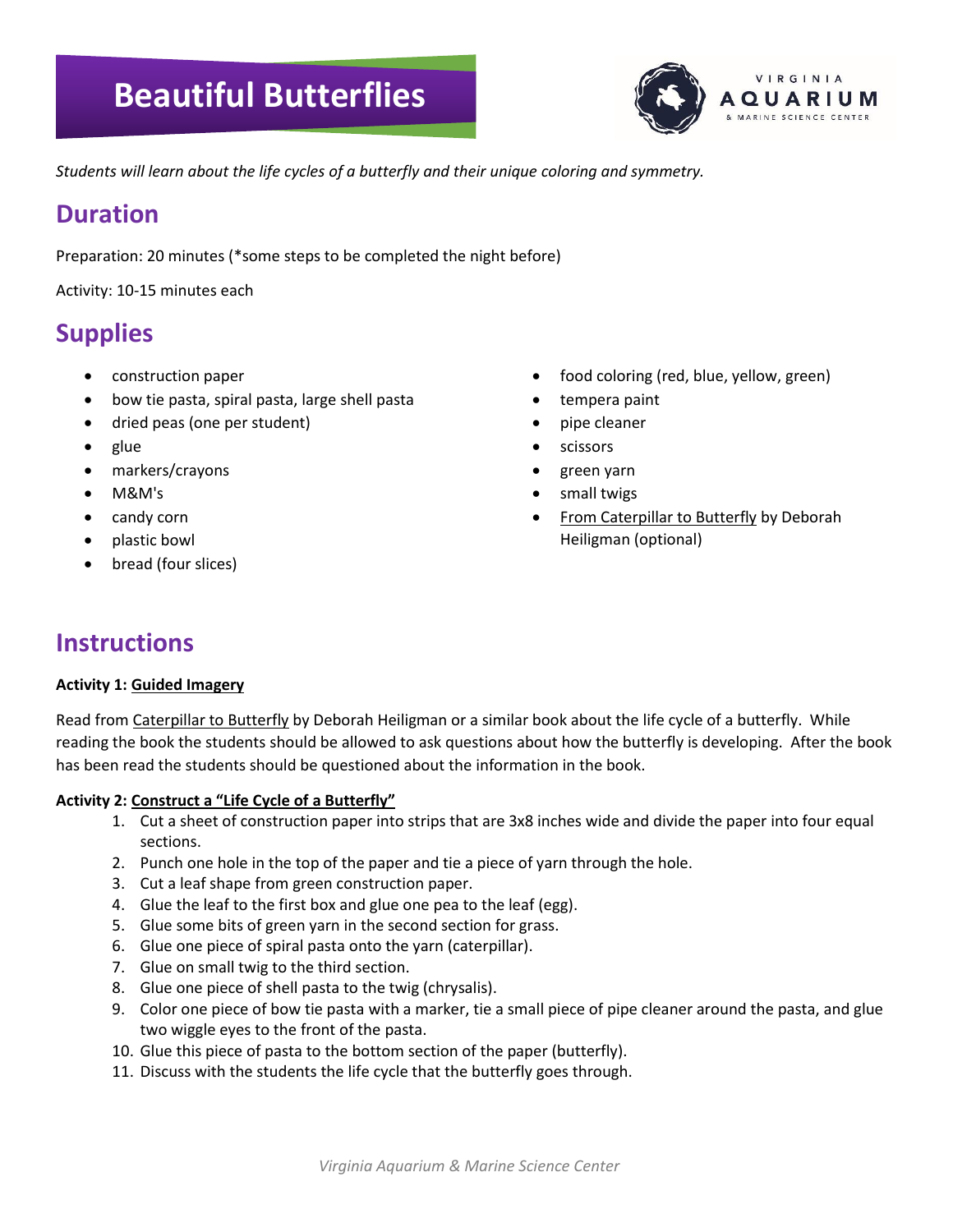# Beautiful Butterflies

*Students will learn about the life cycles of a butterfly and their unique coloring and symmetry.*

## Duration

Preparation: 20 minutes (*some steps to be completed the night before)

Activity: 10-15 minutes each

## Supplies

- construction paper
- bow tie pasta, spiral pasta, large shell pasta
- dried peas (one per student)
- glue
- markers/crayons
- M&M's
- candy corn
- plastic bowl
- bread (four slices)
- food coloring (red, blue, yellow, green)
- tempera paint
- pipe cleaner
- scissors
- green yarn
- small twigs
- From Caterpillar to Butterfly by Deborah Heiligman (optional)

## Instructions

**Activity 1: Guided Imagery**

Read from Caterpillar to Butterfly by Deborah Heiligman or a similar book about the life cycle of a butterfly. While reading the book the students should be allowed to ask questions about how the butterfly is developing. After the book has been read the students should be questioned about the information in the book.

**Activity 2: Construct a "Life Cycle of a Butterfly"**

1. Cut a sheet of construction paper into strips that are 3x8 inches wide and divide the paper into four equal sections.
2. Punch one hole in the top of the paper and tie a piece of yarn through the hole.
3. Cut a leaf shape from green construction paper.
4. Glue the leaf to the first box and glue one pea to the leaf (egg).
5. Glue some bits of green yarn in the second section for grass.
6. Glue one piece of spiral pasta onto the yarn (caterpillar).
7. Glue on small twig to the third section.
8. Glue one piece of shell pasta to the twig (chrysalis).
9. Color one piece of bow tie pasta with a marker, tie a small piece of pipe cleaner around the pasta, and glue two wiggle eyes to the front of the pasta.
10. Glue this piece of pasta to the bottom section of the paper (butterfly).
11. Discuss with the students the life cycle that the butterfly goes through.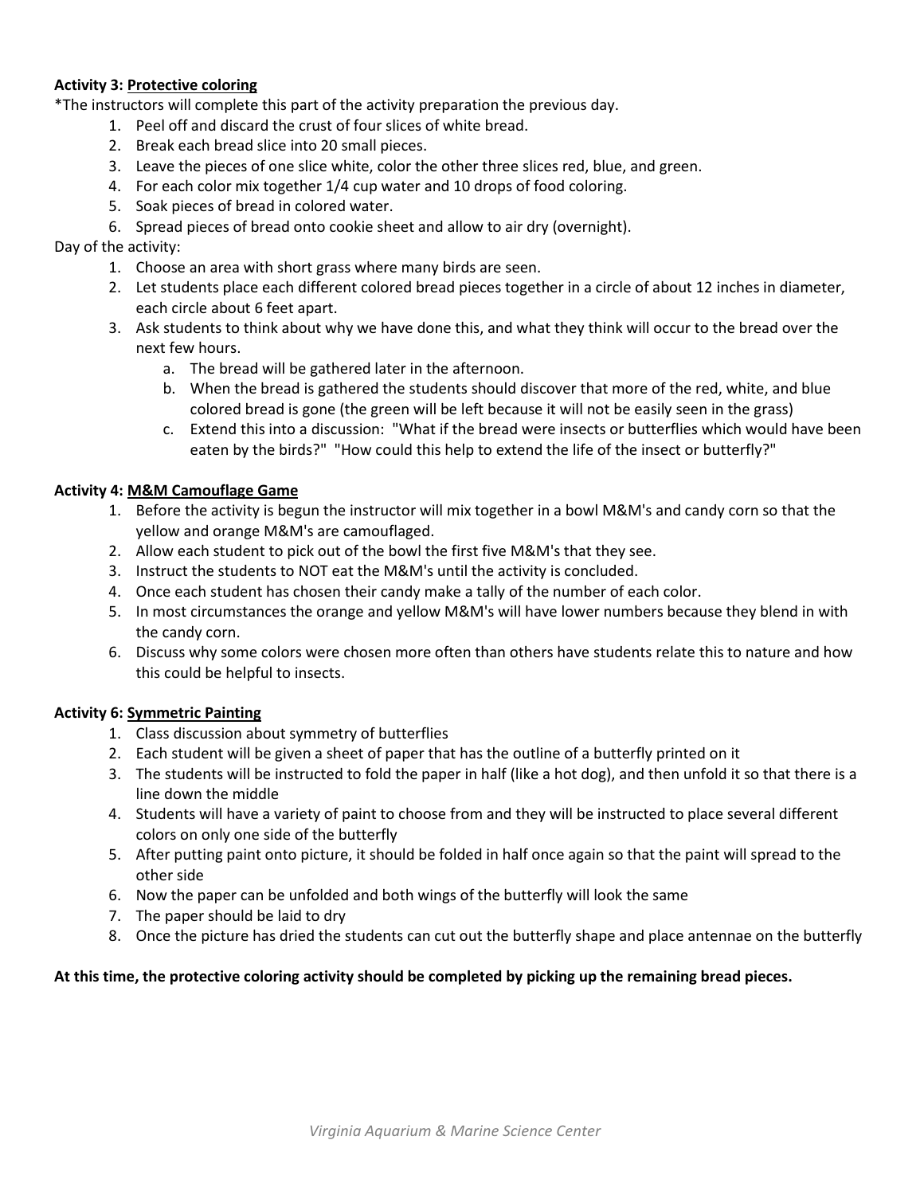**Activity 3: Protective coloring**

*The instructors will complete this part of the activity preparation the previous day.

1. Peel off and discard the crust of four slices of white bread.
2. Break each bread slice into 20 small pieces.
3. Leave the pieces of one slice white, color the other three slices red, blue, and green.
4. For each color mix together 1/4 cup water and 10 drops of food coloring.
5. Soak pieces of bread in colored water.
6. Spread pieces of bread onto cookie sheet and allow to air dry (overnight).

Day of the activity:

1. Choose an area with short grass where many birds are seen.
2. Let students place each different colored bread pieces together in a circle of about 12 inches in diameter, each circle about 6 feet apart.
3. Ask students to think about why we have done this, and what they think will occur to the bread over the next few hours.
   a. The bread will be gathered later in the afternoon.
   b. When the bread is gathered the students should discover that more of the red, white, and blue colored bread is gone (the green will be left because it will not be easily seen in the grass)
   c. Extend this into a discussion: "What if the bread were insects or butterflies which would have been eaten by the birds?" "How could this help to extend the life of the insect or butterfly?"

**Activity 4: M&M Camouflage Game**

1. Before the activity is begun the instructor will mix together in a bowl M&M's and candy corn so that the yellow and orange M&M's are camouflaged.
2. Allow each student to pick out of the bowl the first five M&M's that they see.
3. Instruct the students to NOT eat the M&M's until the activity is concluded.
4. Once each student has chosen their candy make a tally of the number of each color.
5. In most circumstances the orange and yellow M&M's will have lower numbers because they blend in with the candy corn.
6. Discuss why some colors were chosen more often than others have students relate this to nature and how this could be helpful to insects.

**Activity 6: Symmetric Painting**

1. Class discussion about symmetry of butterflies
2. Each student will be given a sheet of paper that has the outline of a butterfly printed on it
3. The students will be instructed to fold the paper in half (like a hot dog), and then unfold it so that there is a line down the middle
4. Students will have a variety of paint to choose from and they will be instructed to place several different colors on only one side of the butterfly
5. After putting paint onto picture, it should be folded in half once again so that the paint will spread to the other side
6. Now the paper can be unfolded and both wings of the butterfly will look the same
7. The paper should be laid to dry
8. Once the picture has dried the students can cut out the butterfly shape and place antennae on the butterfly

**At this time, the protective coloring activity should be completed by picking up the remaining bread pieces.**